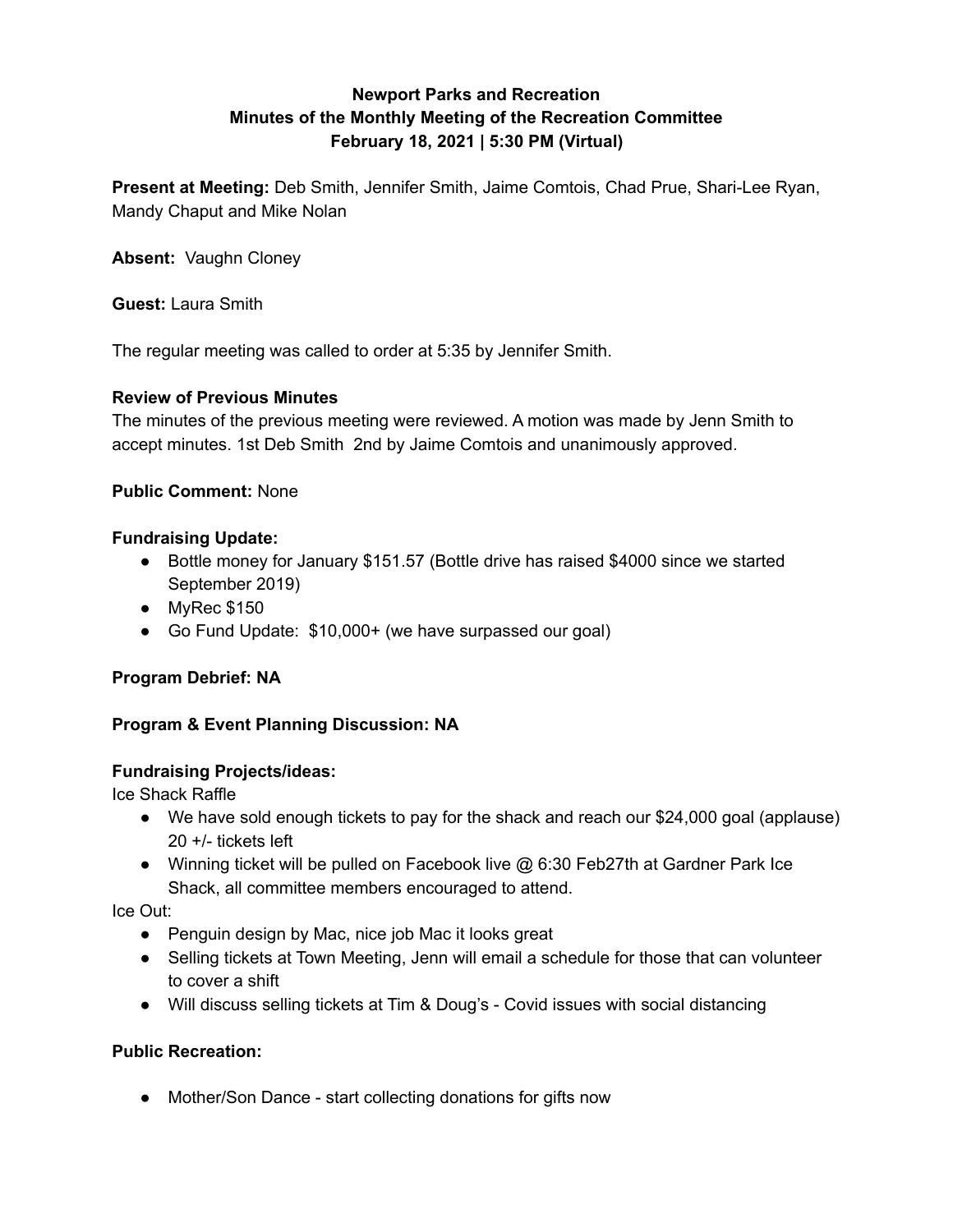**Newport Parks and Recreation**
**Minutes of the Monthly Meeting of the Recreation Committee**
**February 18, 2021 | 5:30 PM (Virtual)**

**Present at Meeting:** Deb Smith, Jennifer Smith, Jaime Comtois, Chad Prue, Shari-Lee Ryan, Mandy Chaput and Mike Nolan

**Absent:** Vaughn Cloney

**Guest:** Laura Smith

The regular meeting was called to order at 5:35 by Jennifer Smith.

**Review of Previous Minutes**

The minutes of the previous meeting were reviewed. A motion was made by Jenn Smith to accept minutes. 1st Deb Smith 2nd by Jaime Comtois and unanimously approved.

**Public Comment:** None

**Fundraising Update:**

- Bottle money for January $151.57 (Bottle drive has raised $4000 since we started September 2019)
- MyRec $150
- Go Fund Update: $10,000+ (we have surpassed our goal)

**Program Debrief: NA**

**Program & Event Planning Discussion: NA**

**Fundraising Projects/ideas:**

Ice Shack Raffle

- We have sold enough tickets to pay for the shack and reach our $24,000 goal (applause) 20 +/- tickets left
- Winning ticket will be pulled on Facebook live @ 6:30 Feb27th at Gardner Park Ice Shack, all committee members encouraged to attend.

Ice Out:

- Penguin design by Mac, nice job Mac it looks great
- Selling tickets at Town Meeting, Jenn will email a schedule for those that can volunteer to cover a shift
- Will discuss selling tickets at Tim & Doug's - Covid issues with social distancing

**Public Recreation:**

- Mother/Son Dance - start collecting donations for gifts now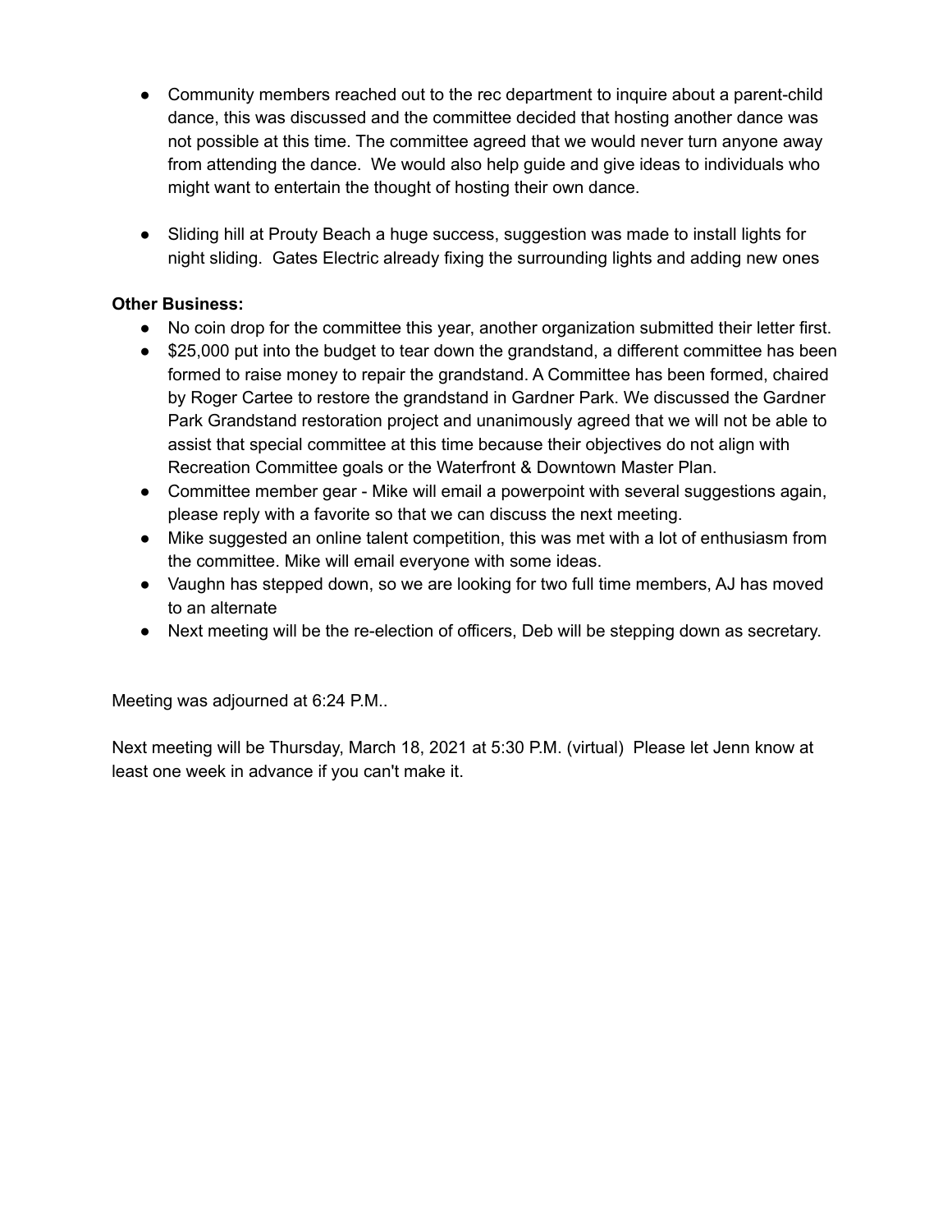- Community members reached out to the rec department to inquire about a parent-child dance, this was discussed and the committee decided that hosting another dance was not possible at this time. The committee agreed that we would never turn anyone away from attending the dance. We would also help guide and give ideas to individuals who might want to entertain the thought of hosting their own dance.

- Sliding hill at Prouty Beach a huge success, suggestion was made to install lights for night sliding. Gates Electric already fixing the surrounding lights and adding new ones

**Other Business:**

- No coin drop for the committee this year, another organization submitted their letter first.
- $25,000 put into the budget to tear down the grandstand, a different committee has been formed to raise money to repair the grandstand. A Committee has been formed, chaired by Roger Cartee to restore the grandstand in Gardner Park. We discussed the Gardner Park Grandstand restoration project and unanimously agreed that we will not be able to assist that special committee at this time because their objectives do not align with Recreation Committee goals or the Waterfront & Downtown Master Plan.
- Committee member gear - Mike will email a powerpoint with several suggestions again, please reply with a favorite so that we can discuss the next meeting.
- Mike suggested an online talent competition, this was met with a lot of enthusiasm from the committee. Mike will email everyone with some ideas.
- Vaughn has stepped down, so we are looking for two full time members, AJ has moved to an alternate
- Next meeting will be the re-election of officers, Deb will be stepping down as secretary.

Meeting was adjourned at 6:24 P.M..

Next meeting will be Thursday, March 18, 2021 at 5:30 P.M. (virtual) Please let Jenn know at least one week in advance if you can't make it.